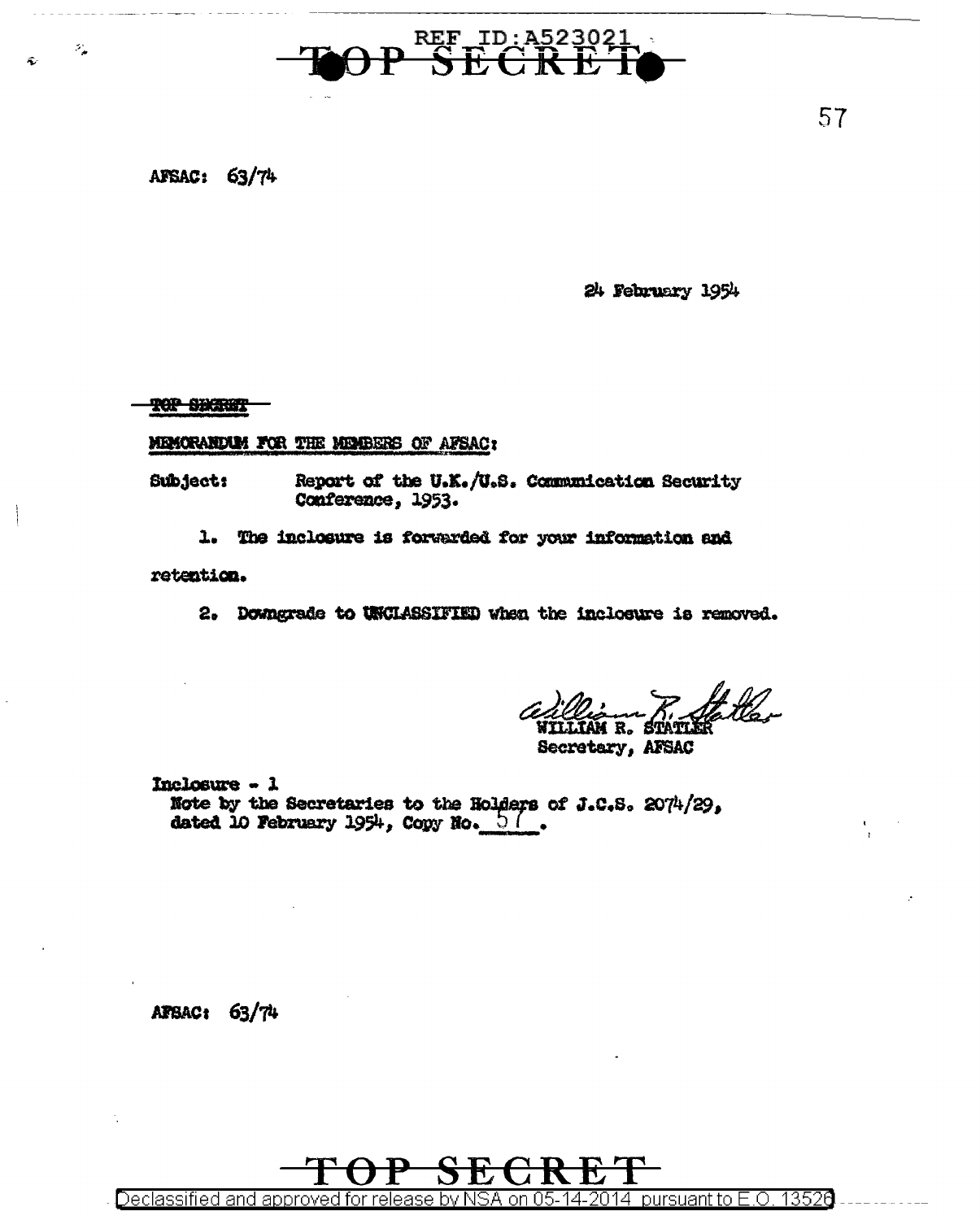REF ID:A523021

TOP SECRET

AFSAC: 63/74

24 February 1954

~~TOP SECRET~~

MEMORANDUM FOR THE MEMBERS OF AFSAC:

Subject: Report of the U.K./U.S. Communication Security Conference, 1953.

1. The inclosure is forwarded for your information and retention.

2. Downgrade to UNCLASSIFIED when the inclosure is removed.

WILLIAM R. STATLER
Secretary, AFSAC

Inclosure - 1
Note by the Secretaries to the Holders of J.C.S. 2074/29, dated 10 February 1954, Copy No. 57.

AFSAC: 63/74

TOP SECRET

Declassified and approved for release by NSA on 05-14-2014 pursuant to E.O. 13526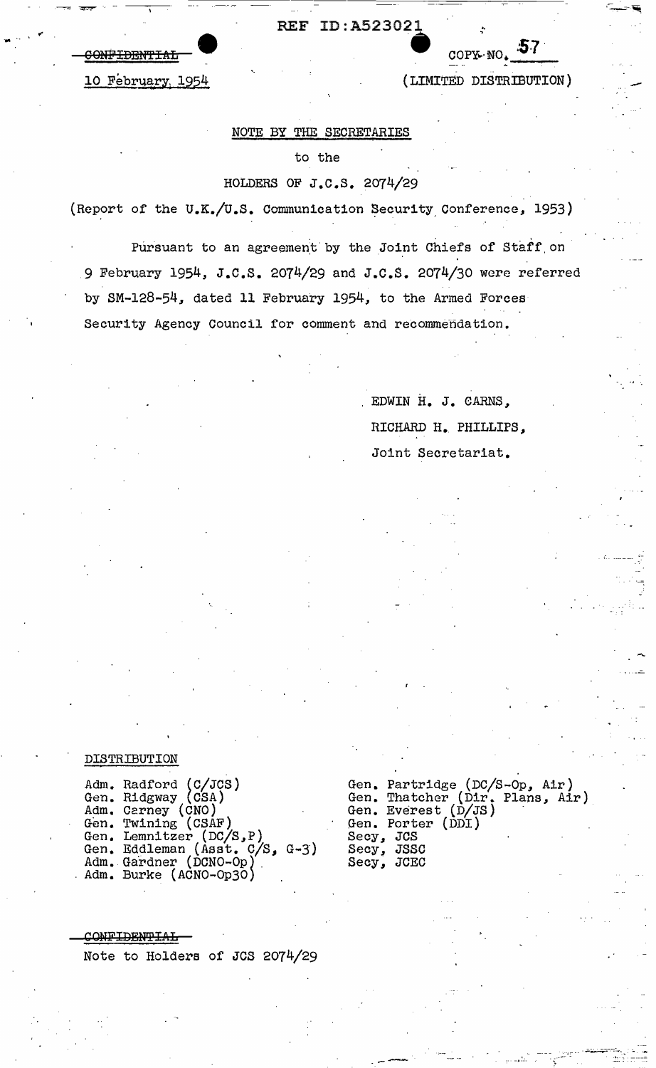REF ID:A523021

~~CONFIDENTIAL~~

COPY NO. 57

10 February 1954

(LIMITED DISTRIBUTION)

NOTE BY THE SECRETARIES

to the

HOLDERS OF J.C.S. 2074/29

(Report of the U.K./U.S. Communication Security Conference, 1953)

Pursuant to an agreement by the Joint Chiefs of Staff on 9 February 1954, J.C.S. 2074/29 and J.C.S. 2074/30 were referred by SM-128-54, dated 11 February 1954, to the Armed Forces Security Agency Council for comment and recommendation.

EDWIN H. J. CARNS,
RICHARD H. PHILLIPS,
Joint Secretariat.

DISTRIBUTION

Adm. Radford (C/JCS)
Gen. Ridgway (CSA)
Adm. Carney (CNO)
Gen. Twining (CSAF)
Gen. Lemnitzer (DC/S,P)
Gen. Eddleman (Asst. C/S, G-3)
Adm. Gardner (DCNO-Op)
Adm. Burke (ACNO-Op30)
Gen. Partridge (DC/S-Op, Air)
Gen. Thatcher (Dir. Plans, Air)
Gen. Everest (D/JS)
Gen. Porter (DDI)
Secy, JCS
Secy, JSSC
Secy, JCEC

~~CONFIDENTIAL~~

Note to Holders of JCS 2074/29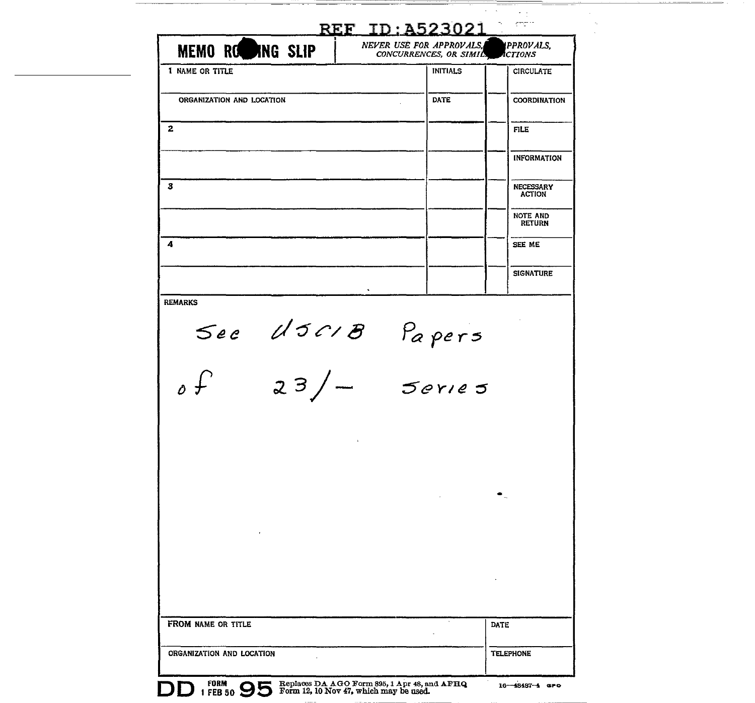REF ID:A523021

| MEMO ROUTING SLIP | NEVER USE FOR APPROVALS, DISAPPROVALS, CONCURRENCES, OR SIMILAR ACTIONS | | |
|---|---|---|---|
| 1 NAME OR TITLE | INITIALS | | CIRCULATE |
| ORGANIZATION AND LOCATION | DATE | | COORDINATION |
| 2 | | | FILE |
| | | | INFORMATION |
| 3 | | | NECESSARY ACTION |
| | | | NOTE AND RETURN |
| 4 | | | SEE ME |
| | | | SIGNATURE |

REMARKS

See USCIB Papers

of 23/- Series

| FROM NAME OR TITLE | DATE |
|---|---|
| ORGANIZATION AND LOCATION | TELEPHONE |

DD FORM 1 FEB 50 95 Replaces DA AGO Form 895, 1 Apr 48, and AFHQ Form 12, 10 Nov 47, which may be used. 16—48487-4 GPO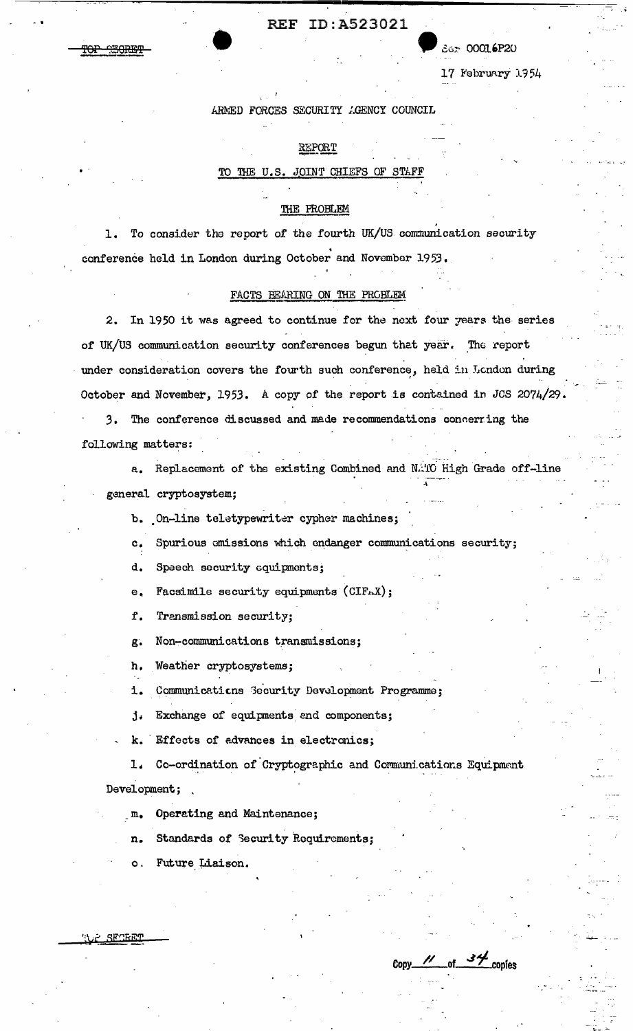Ser 00016P20

17 February 1954

ARMED FORCES SECURITY AGENCY COUNCIL

REPORT

TO THE U.S. JOINT CHIEFS OF STAFF

THE PROBLEM

1. To consider the report of the fourth UK/US communication security conference held in London during October and November 1953.

FACTS BEARING ON THE PROBLEM

2. In 1950 it was agreed to continue for the next four years the series of UK/US communication security conferences begun that year. The report under consideration covers the fourth such conference, held in London during October and November, 1953. A copy of the report is contained in JCS 2074/29.

3. The conference discussed and made recommendations concerning the following matters:

a. Replacement of the existing Combined and NATO High Grade off-line general cryptosystem;

b. On-line teletypewriter cypher machines;

c. Spurious emissions which endanger communications security;

d. Speech security equipments;

e. Facsimile security equipments (CIFAX);

f. Transmission security;

g. Non-communications transmissions;

h. Weather cryptosystems;

i. Communications Security Development Programme;

j. Exchange of equipments and components;

k. Effects of advances in electronics;

l. Co-ordination of Cryptographic and Communications Equipment Development;

m. Operating and Maintenance;

n. Standards of Security Requirements;

o. Future Liaison.

Copy 11 of 34 copies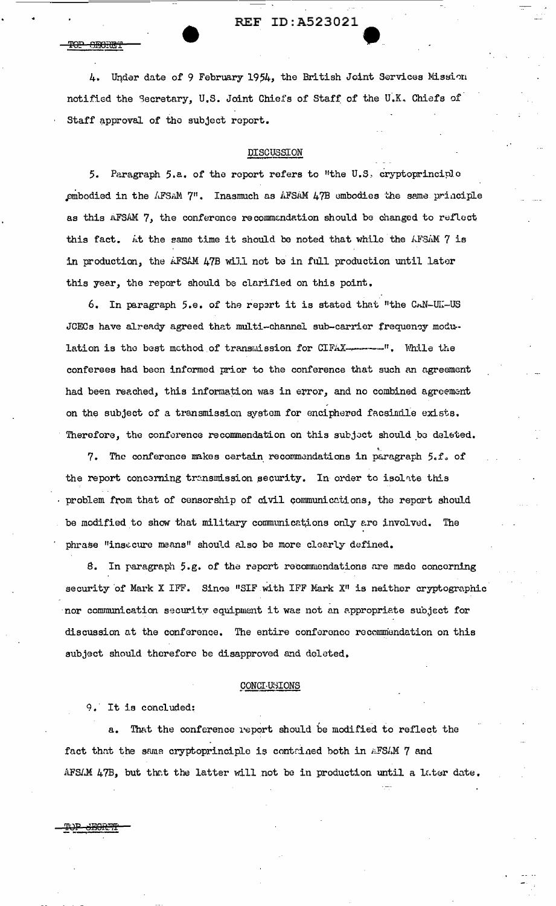4. Under date of 9 February 1954, the British Joint Services Mission notified the Secretary, U.S. Joint Chiefs of Staff of the U.K. Chiefs of Staff approval of the subject report.

## DISCUSSION

5. Paragraph 5.a. of the report refers to "the U.S. cryptoprinciple embodied in the AFSAM 7". Inasmuch as AFSAM 47B embodies the same principle as this AFSAM 7, the conference recommendation should be changed to reflect this fact. At the same time it should be noted that while the AFSAM 7 is in production, the AFSAM 47B will not be in full production until later this year, the report should be clarified on this point.

6. In paragraph 5.e. of the report it is stated that "the CAN-UK-US JCECs have already agreed that multi-channel sub-carrier frequency modulation is the best method of transmission for CIFAX-------". While the conferees had been informed prior to the conference that such an agreement had been reached, this information was in error, and no combined agreement on the subject of a transmission system for enciphered facsimile exists. Therefore, the conference recommendation on this subject should be deleted.

7. The conference makes certain recommendations in paragraph 5.f. of the report concerning transmission security. In order to isolate this problem from that of censorship of civil communications, the report should be modified to show that military communications only are involved. The phrase "insecure means" should also be more clearly defined.

8. In paragraph 5.g. of the report recommendations are made concerning security of Mark X IFF. Since "SIF with IFF Mark X" is neither cryptographic nor communication security equipment it was not an appropriate subject for discussion at the conference. The entire conference recommendation on this subject should therefore be disapproved and deleted.

## CONCLUSIONS

9. It is concluded:

a. That the conference report should be modified to reflect the fact that the same cryptoprinciple is contained both in AFSAM 7 and AFSAM 47B, but that the latter will not be in production until a later date.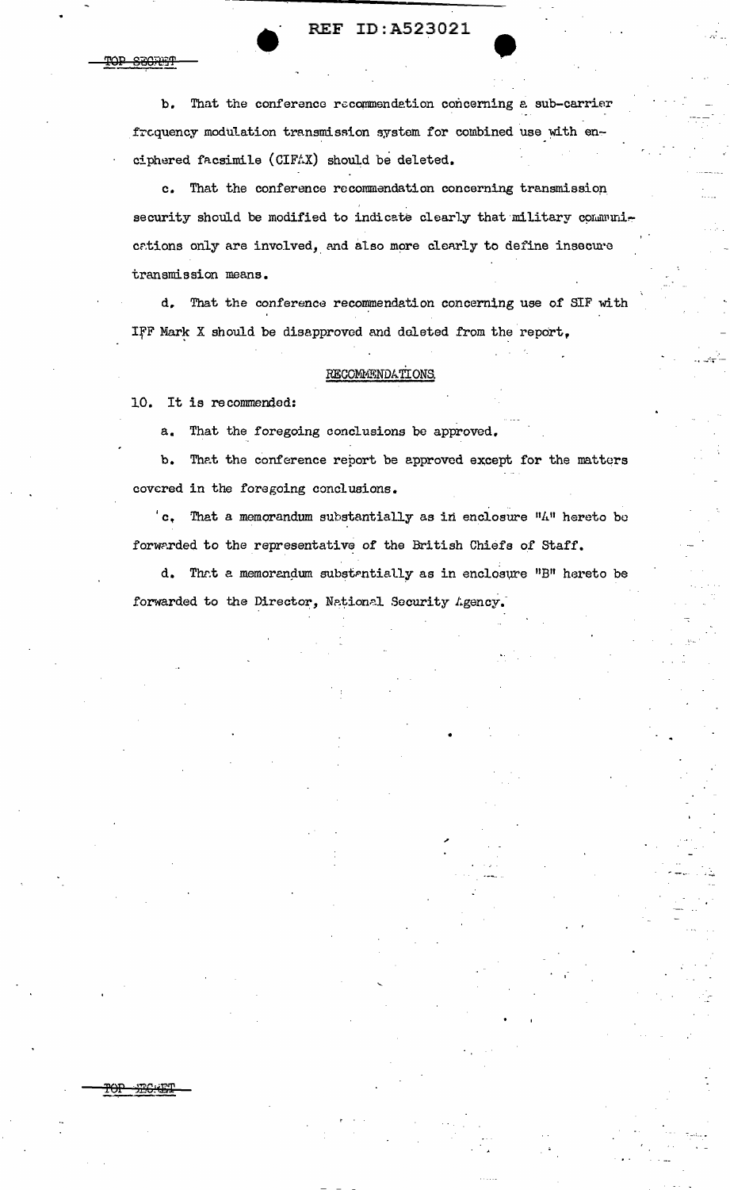b. That the conference recommendation concerning a sub-carrier frequency modulation transmission system for combined use with enciphered facsimile (CIFAX) should be deleted.

c. That the conference recommendation concerning transmission security should be modified to indicate clearly that military communications only are involved, and also more clearly to define insecure transmission means.

d. That the conference recommendation concerning use of SIF with IFF Mark X should be disapproved and deleted from the report.

## RECOMMENDATIONS

10. It is recommended:

a. That the foregoing conclusions be approved.

b. That the conference report be approved except for the matters covered in the foregoing conclusions.

c. That a memorandum substantially as in enclosure "A" hereto be forwarded to the representative of the British Chiefs of Staff.

d. That a memorandum substantially as in enclosure "B" hereto be forwarded to the Director, National Security Agency.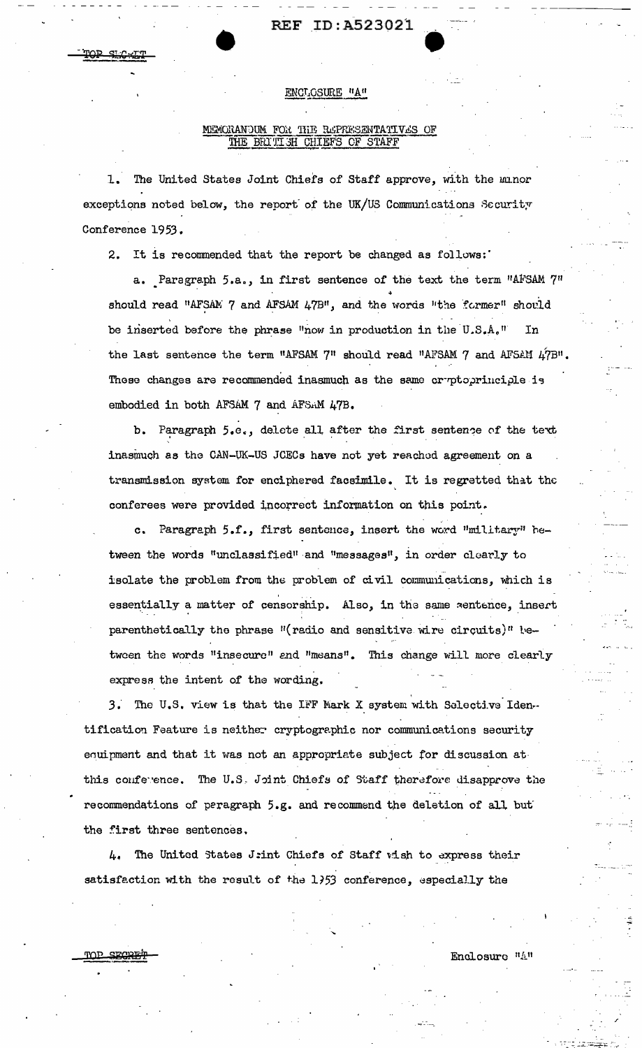ENCLOSURE "A"

MEMORANDUM FOR THE REPRESENTATIVES OF THE BRITISH CHIEFS OF STAFF

1. The United States Joint Chiefs of Staff approve, with the minor exceptions noted below, the report of the UK/US Communications Security Conference 1953.

2. It is recommended that the report be changed as follows:

   a. Paragraph 5.a., in first sentence of the text the term "AFSAM 7" should read "AFSAM 7 and AFSAM 47B", and the words "the former" should be inserted before the phrase "now in production in the U.S.A." In the last sentence the term "AFSAM 7" should read "AFSAM 7 and AFSAM 47B". These changes are recommended inasmuch as the same cryptoprinciple is embodied in both AFSAM 7 and AFSAM 47B.

   b. Paragraph 5.e., delete all after the first sentence of the text inasmuch as the CAN-UK-US JCECs have not yet reached agreement on a transmission system for enciphered facsimile. It is regretted that the conferees were provided incorrect information on this point.

   c. Paragraph 5.f., first sentence, insert the word "military" between the words "unclassified" and "messages", in order clearly to isolate the problem from the problem of civil communications, which is essentially a matter of censorship. Also, in the same sentence, insert parenthetically the phrase "(radio and sensitive wire circuits)" between the words "insecure" and "means". This change will more clearly express the intent of the wording.

3. The U.S. view is that the IFF Mark X system with Selective Identification Feature is neither cryptographic nor communications security equipment and that it was not an appropriate subject for discussion at this conference. The U.S. Joint Chiefs of Staff therefore disapprove the recommendations of paragraph 5.g. and recommend the deletion of all but the first three sentences.

4. The United States Joint Chiefs of Staff wish to express their satisfaction with the result of the 1953 conference, especially the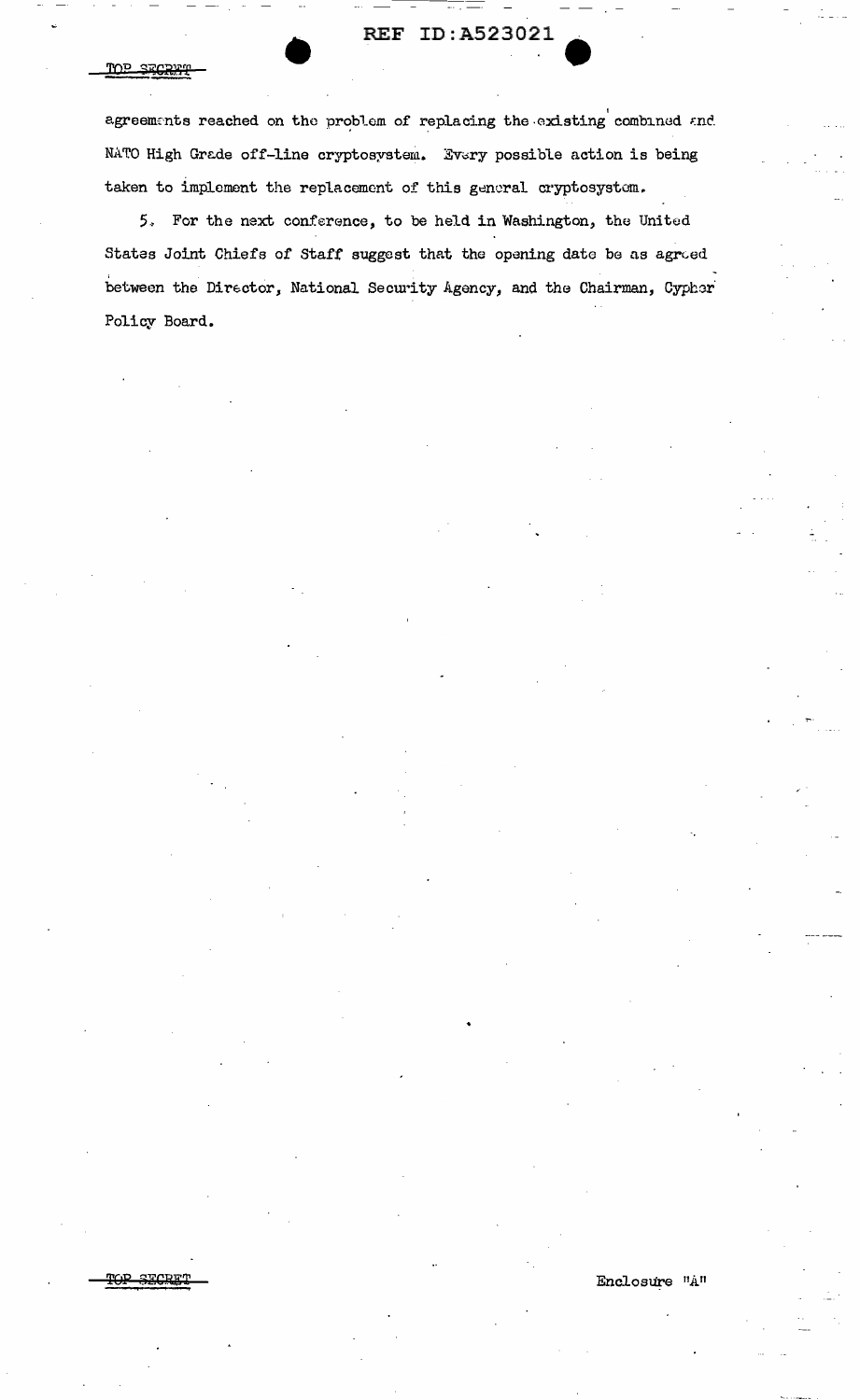agreements reached on the problem of replacing the existing combined and NATO High Grade off-line cryptosystem. Every possible action is being taken to implement the replacement of this general cryptosystem.

5. For the next conference, to be held in Washington, the United States Joint Chiefs of Staff suggest that the opening date be as agreed between the Director, National Security Agency, and the Chairman, Cypher Policy Board.

Enclosure "A"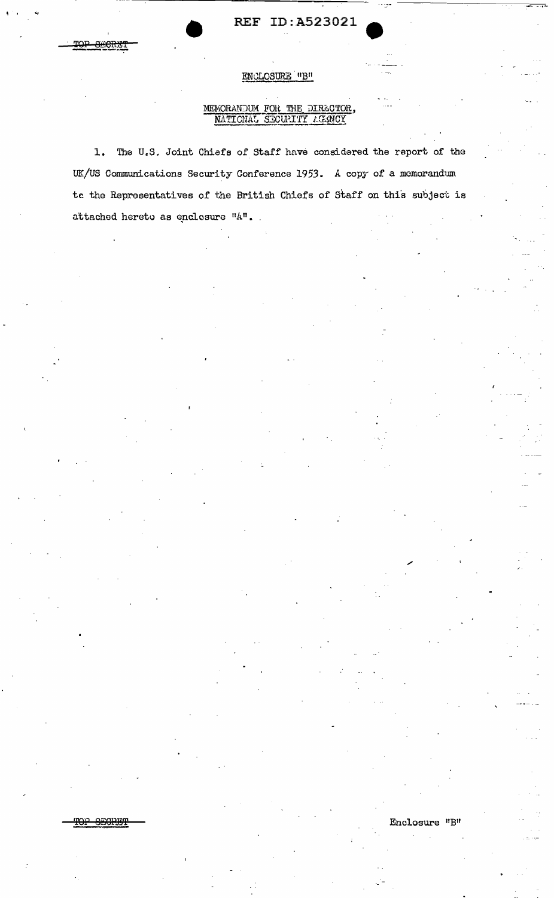ENCLOSURE "B"

MEMORANDUM FOR THE DIRECTOR, NATIONAL SECURITY AGENCY

1. The U.S. Joint Chiefs of Staff have considered the report of the UK/US Communications Security Conference 1953. A copy of a memorandum to the Representatives of the British Chiefs of Staff on this subject is attached hereto as enclosure "A".

Enclosure "B"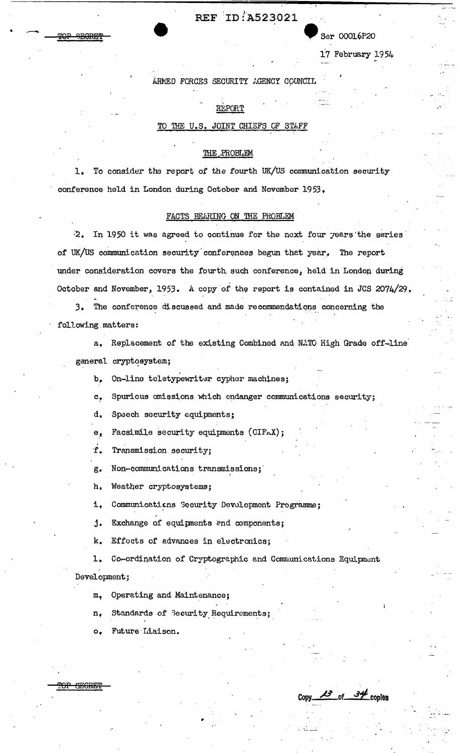Ser 00016P20

17 February 1954

ARMED FORCES SECURITY AGENCY COUNCIL

REPORT

TO THE U.S. JOINT CHIEFS OF STAFF

THE PROBLEM

1. To consider the report of the fourth UK/US communication security conference held in London during October and November 1953.

FACTS BEARING ON THE PROBLEM

2. In 1950 it was agreed to continue for the next four years the series of UK/US communication security conferences begun that year. The report under consideration covers the fourth such conference, held in London during October and November, 1953. A copy of the report is contained in JCS 2074/29.

3. The conference discussed and made recommendations concerning the following matters:

a. Replacement of the existing Combined and NATO High Grade off-line general cryptosystem;

b. On-line teletypewriter cypher machines;

c. Spurious emissions which endanger communications security;

d. Speech security equipments;

e. Facsimile security equipments (CIFAX);

f. Transmission security;

g. Non-communications transmissions;

h. Weather cryptosystems;

i. Communications Security Development Programme;

j. Exchange of equipments and components;

k. Effects of advances in electronics;

l. Co-ordination of Cryptographic and Communications Equipment Development;

m. Operating and Maintenance;

n. Standards of Security Requirements;

o. Future Liaison.

Copy 13 of 34 copies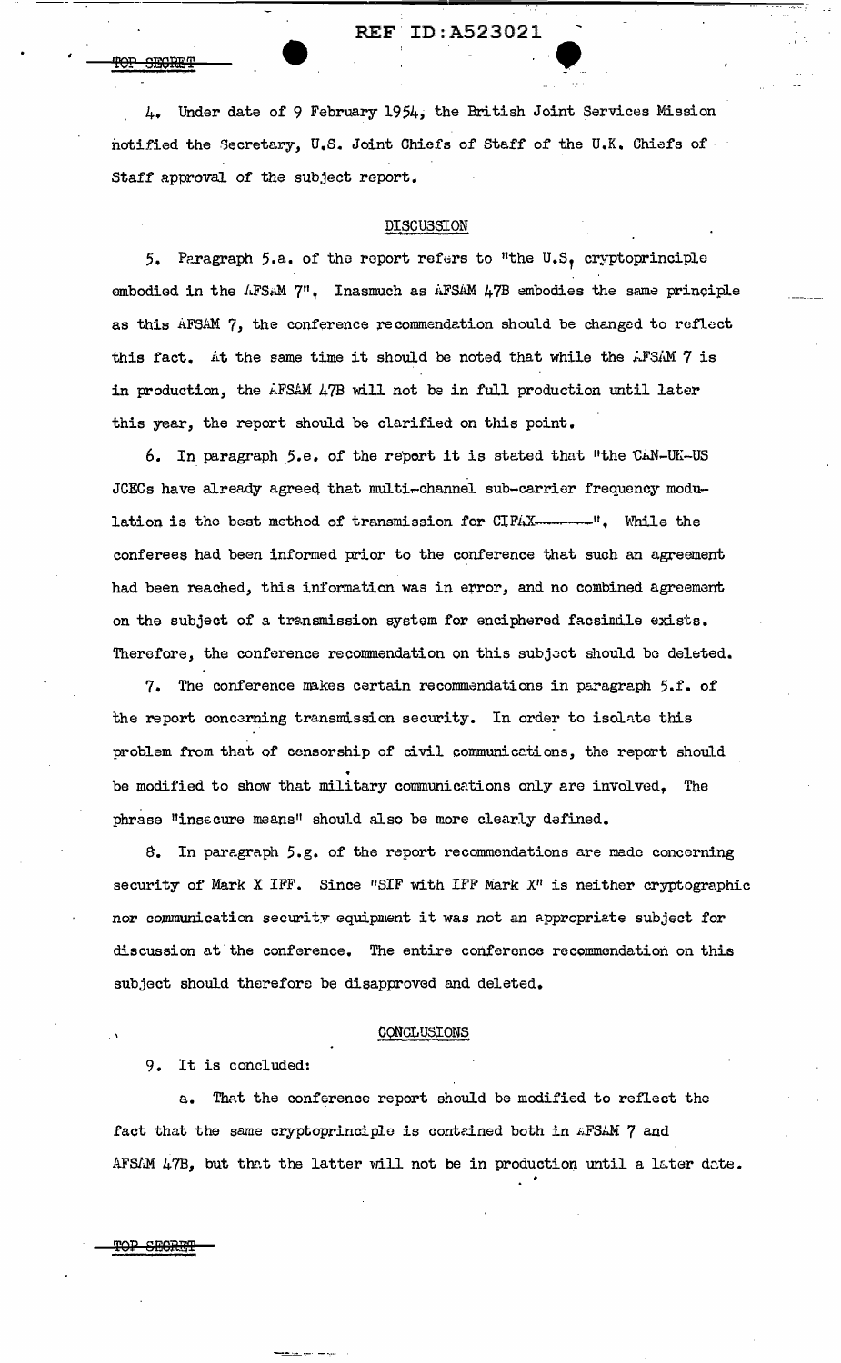4. Under date of 9 February 1954, the British Joint Services Mission notified the Secretary, U.S. Joint Chiefs of Staff of the U.K. Chiefs of Staff approval of the subject report.

## DISCUSSION

5. Paragraph 5.a. of the report refers to "the U.S. cryptoprinciple embodied in the AFSAM 7". Inasmuch as AFSAM 47B embodies the same principle as this AFSAM 7, the conference recommendation should be changed to reflect this fact. At the same time it should be noted that while the AFSAM 7 is in production, the AFSAM 47B will not be in full production until later this year, the report should be clarified on this point.

6. In paragraph 5.e. of the report it is stated that "the CAN-UK-US JCECs have already agreed that multi-channel sub-carrier frequency modulation is the best method of transmission for CIFAX-------". While the conferees had been informed prior to the conference that such an agreement had been reached, this information was in error, and no combined agreement on the subject of a transmission system for enciphered facsimile exists. Therefore, the conference recommendation on this subject should be deleted.

7. The conference makes certain recommendations in paragraph 5.f. of the report concerning transmission security. In order to isolate this problem from that of censorship of civil communications, the report should be modified to show that military communications only are involved. The phrase "insecure means" should also be more clearly defined.

8. In paragraph 5.g. of the report recommendations are made concerning security of Mark X IFF. Since "SIF with IFF Mark X" is neither cryptographic nor communication security equipment it was not an appropriate subject for discussion at the conference. The entire conference recommendation on this subject should therefore be disapproved and deleted.

## CONCLUSIONS

9. It is concluded:

a. That the conference report should be modified to reflect the fact that the same cryptoprinciple is contained both in AFSAM 7 and AFSAM 47B, but that the latter will not be in production until a later date.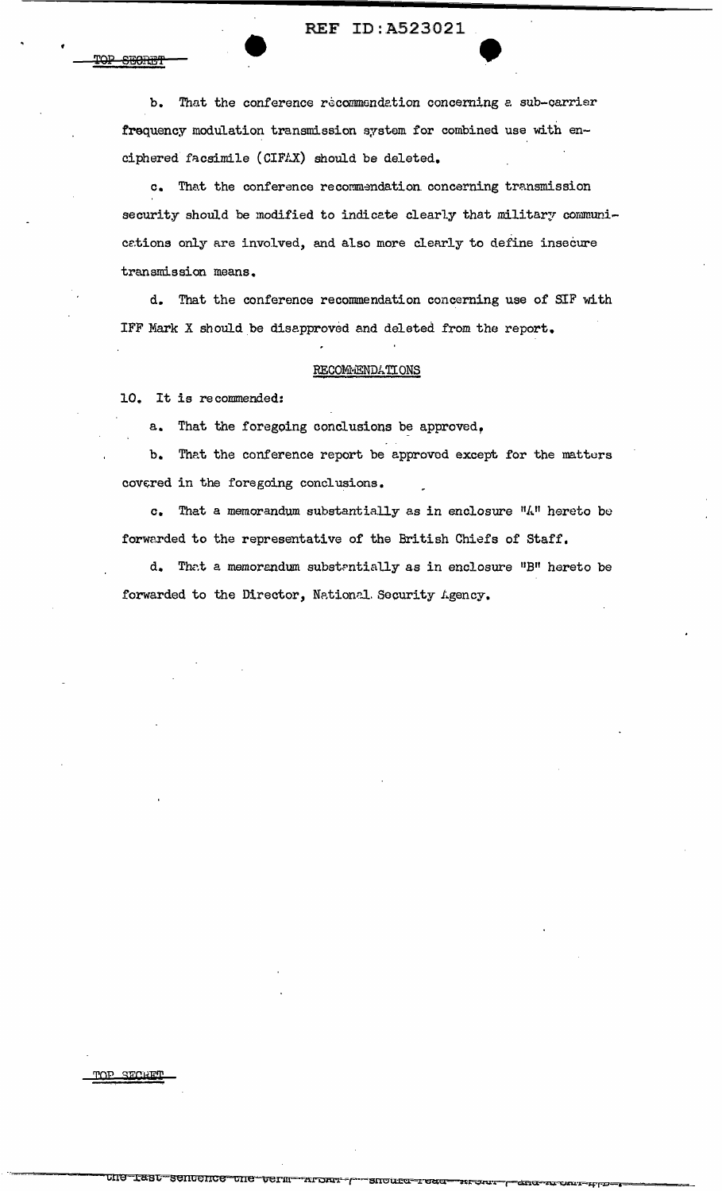b. That the conference recommendation concerning a sub-carrier frequency modulation transmission system for combined use with enciphered facsimile (CIFAX) should be deleted.

c. That the conference recommendation concerning transmission security should be modified to indicate clearly that military communications only are involved, and also more clearly to define insecure transmission means.

d. That the conference recommendation concerning use of SIF with IFF Mark X should be disapproved and deleted from the report.

## RECOMMENDATIONS

10. It is recommended:

a. That the foregoing conclusions be approved,

b. That the conference report be approved except for the matters covered in the foregoing conclusions.

c. That a memorandum substantially as in enclosure "A" hereto be forwarded to the representative of the British Chiefs of Staff.

d. That a memorandum substantially as in enclosure "B" hereto be forwarded to the Director, National Security Agency.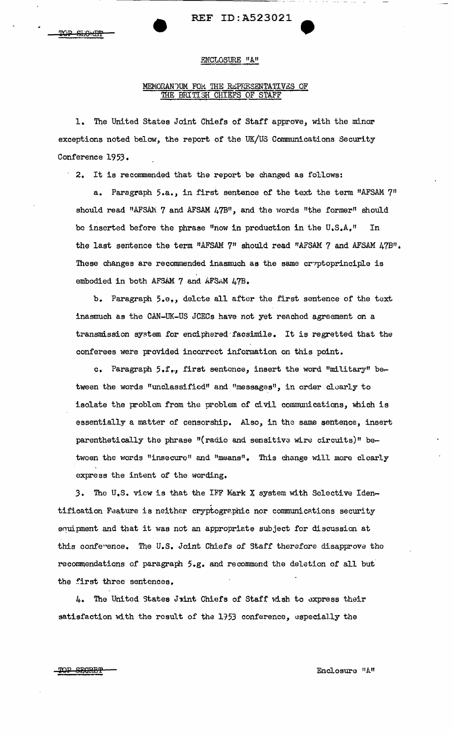ENCLOSURE "A"

MEMORANDUM FOR THE REPRESENTATIVES OF THE BRITISH CHIEFS OF STAFF

1. The United States Joint Chiefs of Staff approve, with the minor exceptions noted below, the report of the UK/US Communications Security Conference 1953.

2. It is recommended that the report be changed as follows:

a. Paragraph 5.a., in first sentence of the text the term "AFSAM 7" should read "AFSAM 7 and AFSAM 47B", and the words "the former" should be inserted before the phrase "now in production in the U.S.A." In the last sentence the term "AFSAM 7" should read "AFSAM 7 and AFSAM 47B". These changes are recommended inasmuch as the same cryptoprinciple is embodied in both AFSAM 7 and AFSAM 47B.

b. Paragraph 5.e., delete all after the first sentence of the text inasmuch as the CAN-UK-US JCECs have not yet reached agreement on a transmission system for enciphered facsimile. It is regretted that the conferees were provided incorrect information on this point.

c. Paragraph 5.f., first sentence, insert the word "military" between the words "unclassified" and "messages", in order clearly to isolate the problem from the problem of civil communications, which is essentially a matter of censorship. Also, in the same sentence, insert parenthetically the phrase "(radio and sensitive wire circuits)" between the words "insecure" and "means". This change will more clearly express the intent of the wording.

3. The U.S. view is that the IFF Mark X system with Selective Identification Feature is neither cryptographic nor communications security equipment and that it was not an appropriate subject for discussion at this conference. The U.S. Joint Chiefs of Staff therefore disapprove the recommendations of paragraph 5.g. and recommend the deletion of all but the first three sentences.

4. The United States Joint Chiefs of Staff wish to express their satisfaction with the result of the 1953 conference, especially the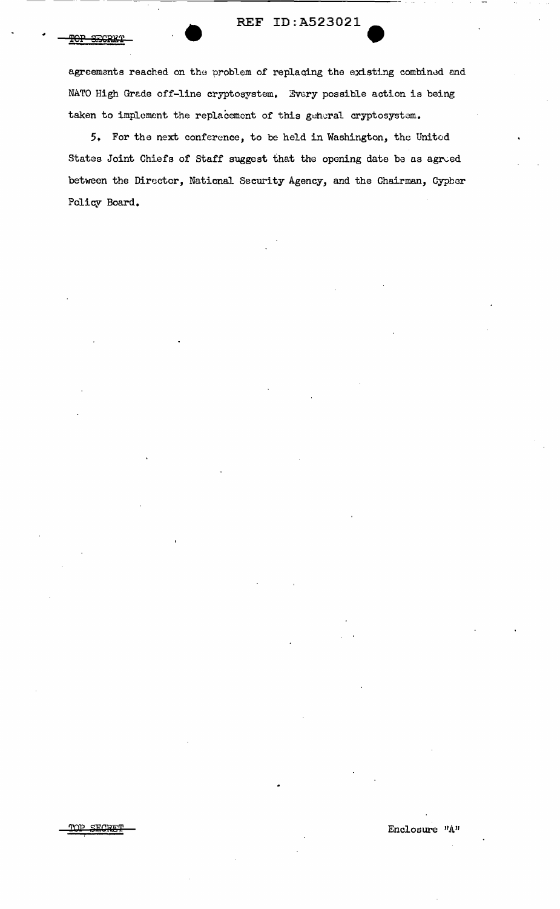agreements reached on the problem of replacing the existing combined and NATO High Grade off-line cryptosystem. Every possible action is being taken to implement the replacement of this general cryptosystem.

5. For the next conference, to be held in Washington, the United States Joint Chiefs of Staff suggest that the opening date be as agreed between the Director, National Security Agency, and the Chairman, Cypher Policy Board.

Enclosure "A"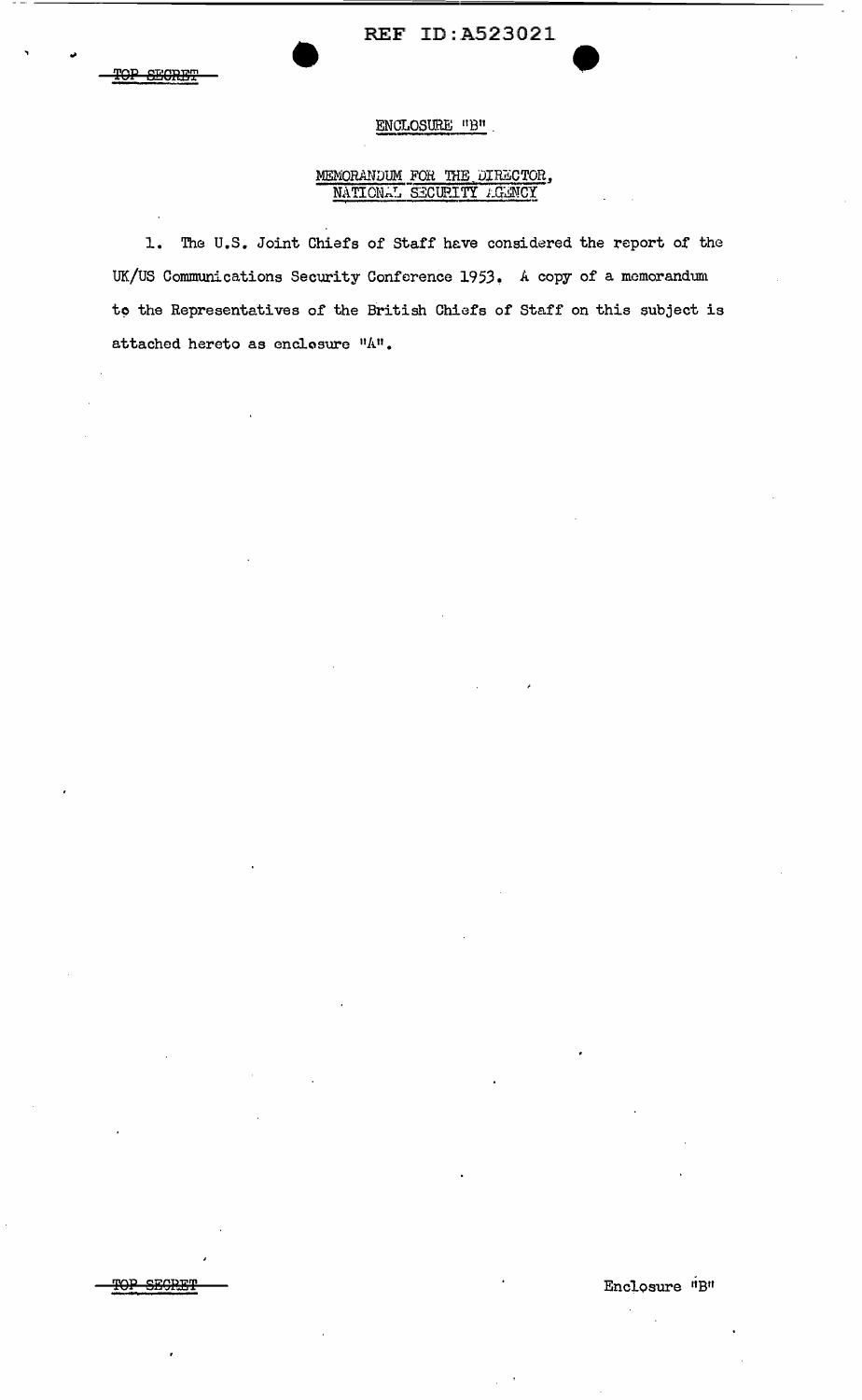ENCLOSURE "B"

MEMORANDUM FOR THE DIRECTOR, NATIONAL SECURITY AGENCY

1. The U.S. Joint Chiefs of Staff have considered the report of the UK/US Communications Security Conference 1953. A copy of a memorandum to the Representatives of the British Chiefs of Staff on this subject is attached hereto as enclosure "A".